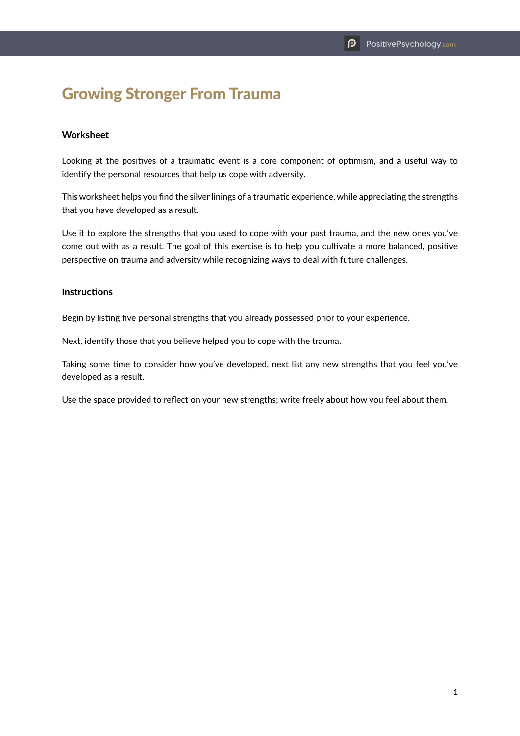# Growing Stronger From Trauma

### Worksheet

Looking at the positives of a traumatic event is a core component of optimism, and a useful way to identify the personal resources that help us cope with adversity.

This worksheet helps you find the silver linings of a traumatic experience, while appreciating the strengths that you have developed as a result.

Use it to explore the strengths that you used to cope with your past trauma, and the new ones you've come out with as a result. The goal of this exercise is to help you cultivate a more balanced, positive perspective on trauma and adversity while recognizing ways to deal with future challenges.

### Instructions

Begin by listing five personal strengths that you already possessed prior to your experience.

Next, identify those that you believe helped you to cope with the trauma.

Taking some time to consider how you've developed, next list any new strengths that you feel you've developed as a result.

Use the space provided to reflect on your new strengths; write freely about how you feel about them.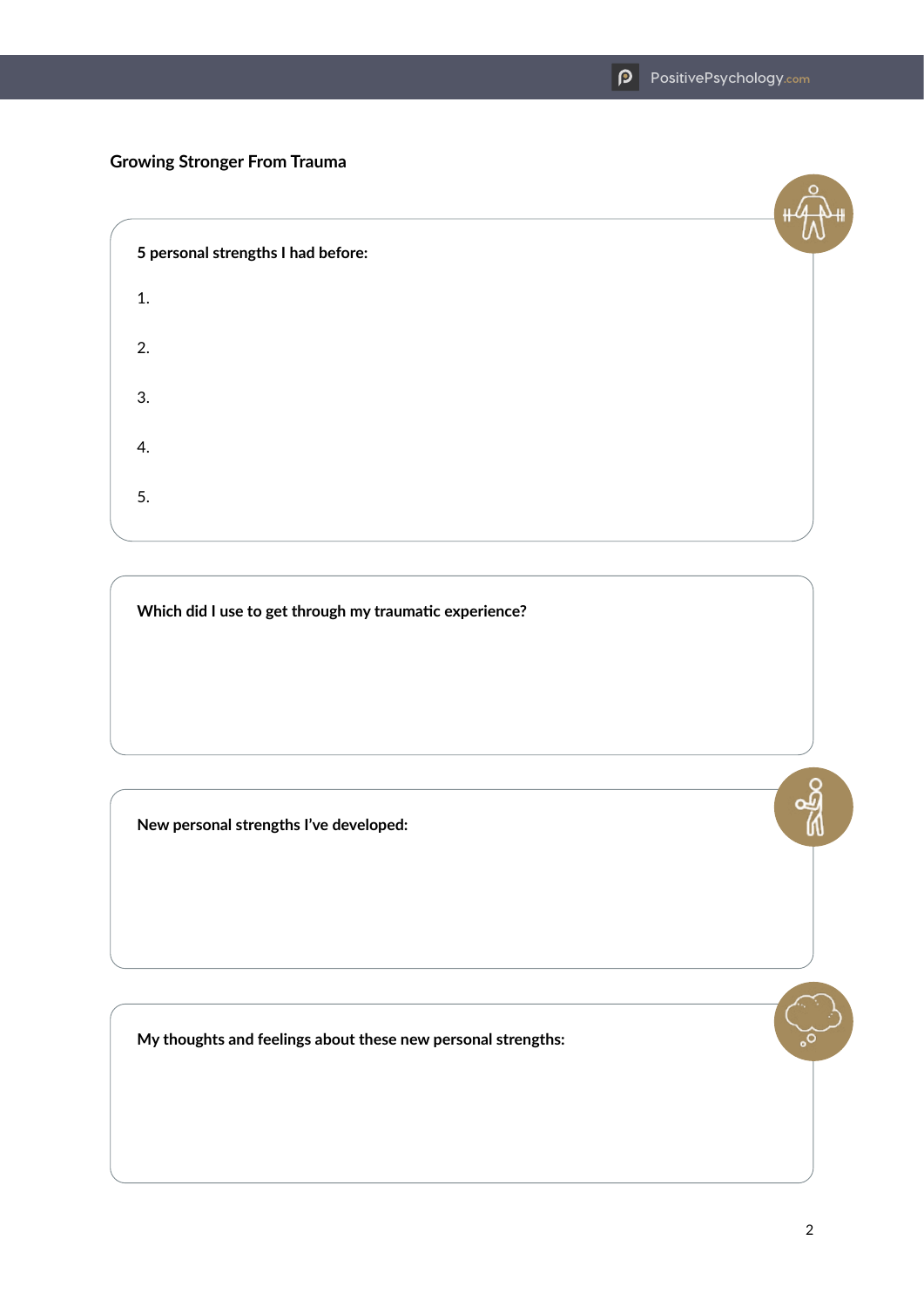## Growing Stronger From Trauma

**5 personal strengths I had before:**

1.

2.

3.

4.

5.

**Which did I use to get through my traumatic experience?**

**New personal strengths I've developed:**

**My thoughts and feelings about these new personal strengths:**